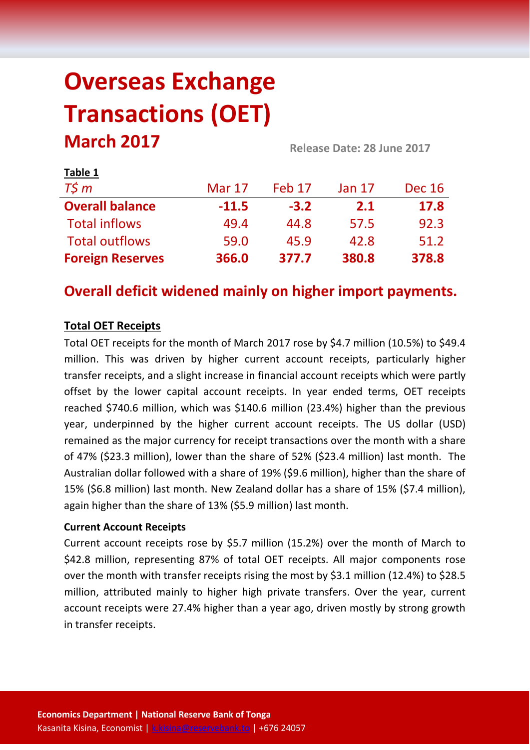# Overseas Exchange Transactions (OET)

## March 2017

Release Date: 28 June 2017

**Table 1**

| *T$ m* | Mar 17 | Feb 17 | Jan 17 | Dec 16 |
|---|---|---|---|---|
| **Overall balance** | **-11.5** | **-3.2** | **2.1** | **17.8** |
| Total inflows | 49.4 | 44.8 | 57.5 | 92.3 |
| Total outflows | 59.0 | 45.9 | 42.8 | 51.2 |
| **Foreign Reserves** | **366.0** | **377.7** | **380.8** | **378.8** |

## Overall deficit widened mainly on higher import payments.

### Total OET Receipts

Total OET receipts for the month of March 2017 rose by $4.7 million (10.5%) to $49.4 million. This was driven by higher current account receipts, particularly higher transfer receipts, and a slight increase in financial account receipts which were partly offset by the lower capital account receipts. In year ended terms, OET receipts reached $740.6 million, which was $140.6 million (23.4%) higher than the previous year, underpinned by the higher current account receipts. The US dollar (USD) remained as the major currency for receipt transactions over the month with a share of 47% ($23.3 million), lower than the share of 52% ($23.4 million) last month. The Australian dollar followed with a share of 19% ($9.6 million), higher than the share of 15% ($6.8 million) last month. New Zealand dollar has a share of 15% ($7.4 million), again higher than the share of 13% ($5.9 million) last month.

**Current Account Receipts**

Current account receipts rose by $5.7 million (15.2%) over the month of March to $42.8 million, representing 87% of total OET receipts. All major components rose over the month with transfer receipts rising the most by $3.1 million (12.4%) to $28.5 million, attributed mainly to higher high private transfers. Over the year, current account receipts were 27.4% higher than a year ago, driven mostly by strong growth in transfer receipts.

**Economics Department | National Reserve Bank of Tonga**
Kasanita Kisina, Economist | k.kisina@reservebank.to | +676 24057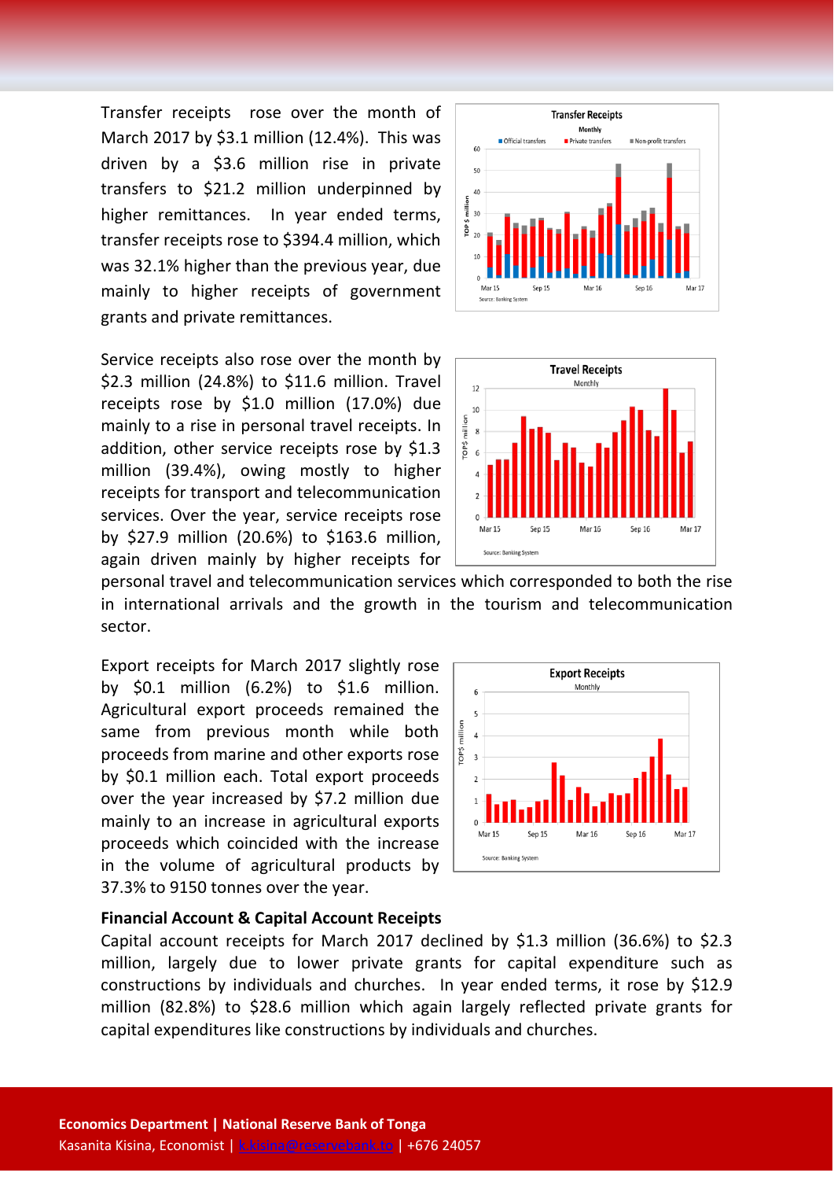Transfer receipts rose over the month of March 2017 by $3.1 million (12.4%). This was driven by a $3.6 million rise in private transfers to $21.2 million underpinned by higher remittances. In year ended terms, transfer receipts rose to $394.4 million, which was 32.1% higher than the previous year, due mainly to higher receipts of government grants and private remittances.

Service receipts also rose over the month by $2.3 million (24.8%) to $11.6 million. Travel receipts rose by $1.0 million (17.0%) due mainly to a rise in personal travel receipts. In addition, other service receipts rose by $1.3 million (39.4%), owing mostly to higher receipts for transport and telecommunication services. Over the year, service receipts rose by $27.9 million (20.6%) to $163.6 million, again driven mainly by higher receipts for personal travel and telecommunication services which corresponded to both the rise in international arrivals and the growth in the tourism and telecommunication sector.

Export receipts for March 2017 slightly rose by $0.1 million (6.2%) to $1.6 million. Agricultural export proceeds remained the same from previous month while both proceeds from marine and other exports rose by $0.1 million each. Total export proceeds over the year increased by $7.2 million due mainly to an increase in agricultural exports proceeds which coincided with the increase in the volume of agricultural products by 37.3% to 9150 tonnes over the year.

**Financial Account & Capital Account Receipts**

Capital account receipts for March 2017 declined by $1.3 million (36.6%) to $2.3 million, largely due to lower private grants for capital expenditure such as constructions by individuals and churches. In year ended terms, it rose by $12.9 million (82.8%) to $28.6 million which again largely reflected private grants for capital expenditures like constructions by individuals and churches.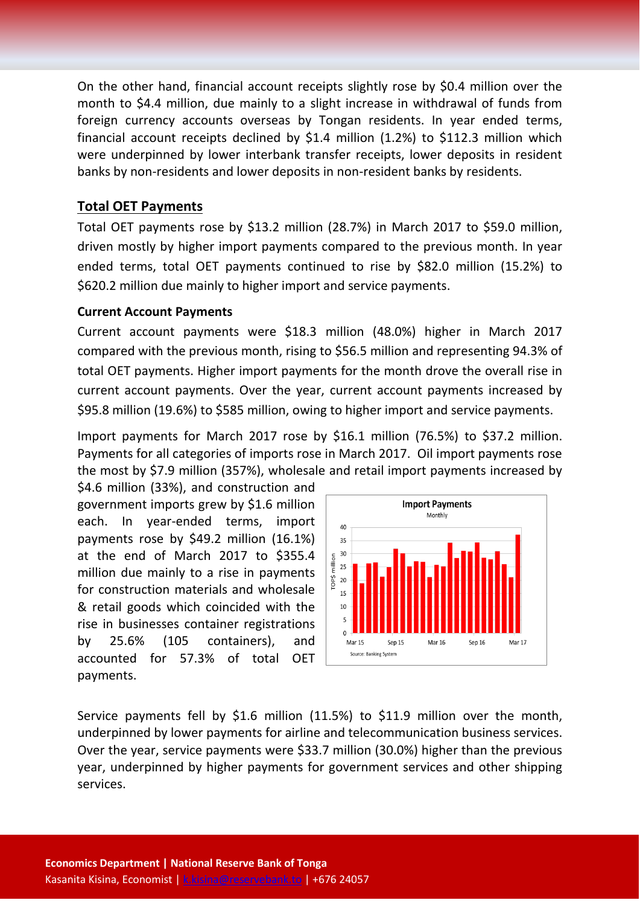On the other hand, financial account receipts slightly rose by $0.4 million over the month to $4.4 million, due mainly to a slight increase in withdrawal of funds from foreign currency accounts overseas by Tongan residents. In year ended terms, financial account receipts declined by $1.4 million (1.2%) to $112.3 million which were underpinned by lower interbank transfer receipts, lower deposits in resident banks by non-residents and lower deposits in non-resident banks by residents.

## Total OET Payments

Total OET payments rose by $13.2 million (28.7%) in March 2017 to $59.0 million, driven mostly by higher import payments compared to the previous month. In year ended terms, total OET payments continued to rise by $82.0 million (15.2%) to $620.2 million due mainly to higher import and service payments.

### Current Account Payments

Current account payments were $18.3 million (48.0%) higher in March 2017 compared with the previous month, rising to $56.5 million and representing 94.3% of total OET payments. Higher import payments for the month drove the overall rise in current account payments. Over the year, current account payments increased by $95.8 million (19.6%) to $585 million, owing to higher import and service payments.

Import payments for March 2017 rose by $16.1 million (76.5%) to $37.2 million. Payments for all categories of imports rose in March 2017. Oil import payments rose the most by $7.9 million (357%), wholesale and retail import payments increased by $4.6 million (33%), and construction and government imports grew by $1.6 million each. In year-ended terms, import payments rose by $49.2 million (16.1%) at the end of March 2017 to $355.4 million due mainly to a rise in payments for construction materials and wholesale & retail goods which coincided with the rise in businesses container registrations by 25.6% (105 containers), and accounted for 57.3% of total OET payments.

Service payments fell by $1.6 million (11.5%) to $11.9 million over the month, underpinned by lower payments for airline and telecommunication business services. Over the year, service payments were $33.7 million (30.0%) higher than the previous year, underpinned by higher payments for government services and other shipping services.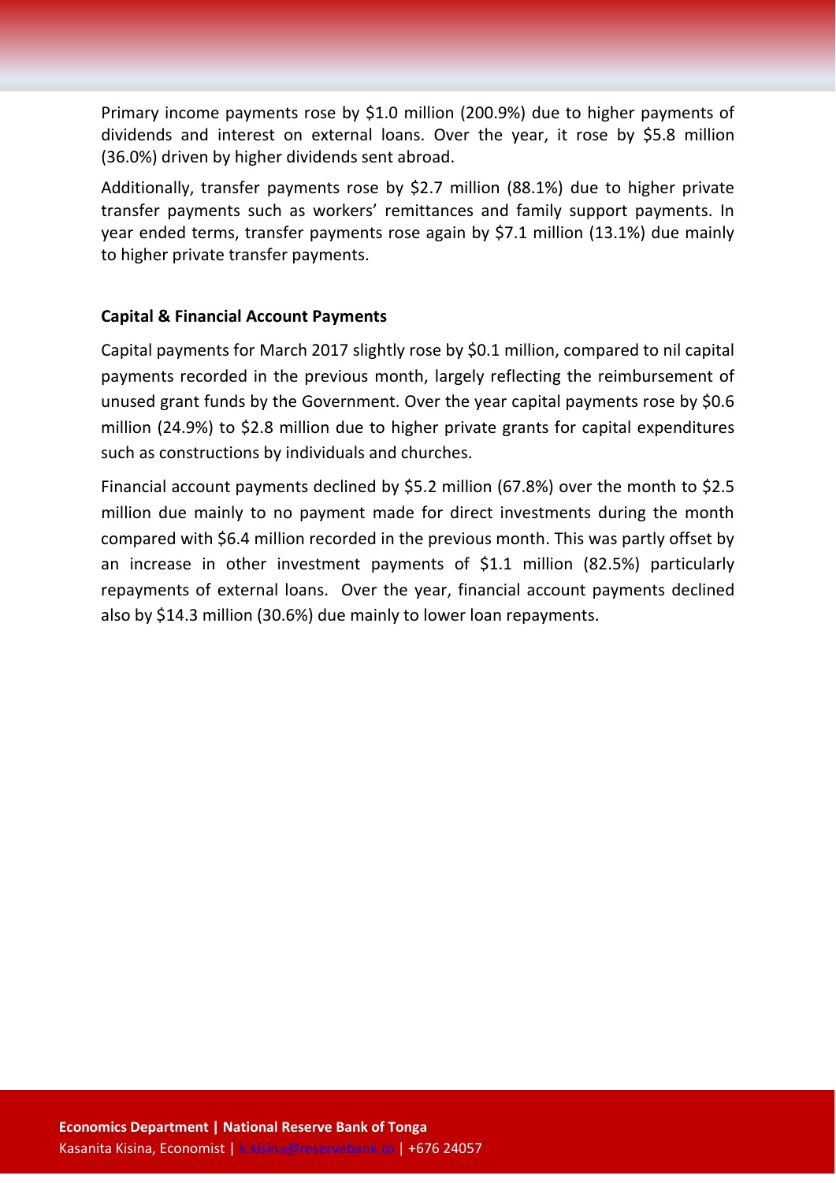Primary income payments rose by $1.0 million (200.9%) due to higher payments of dividends and interest on external loans. Over the year, it rose by $5.8 million (36.0%) driven by higher dividends sent abroad.

Additionally, transfer payments rose by $2.7 million (88.1%) due to higher private transfer payments such as workers' remittances and family support payments. In year ended terms, transfer payments rose again by $7.1 million (13.1%) due mainly to higher private transfer payments.

**Capital & Financial Account Payments**

Capital payments for March 2017 slightly rose by $0.1 million, compared to nil capital payments recorded in the previous month, largely reflecting the reimbursement of unused grant funds by the Government. Over the year capital payments rose by $0.6 million (24.9%) to $2.8 million due to higher private grants for capital expenditures such as constructions by individuals and churches.

Financial account payments declined by $5.2 million (67.8%) over the month to $2.5 million due mainly to no payment made for direct investments during the month compared with $6.4 million recorded in the previous month. This was partly offset by an increase in other investment payments of $1.1 million (82.5%) particularly repayments of external loans. Over the year, financial account payments declined also by $14.3 million (30.6%) due mainly to lower loan repayments.

**Economics Department | National Reserve Bank of Tonga**
Kasanita Kisina, Economist | k.kisina@reservebank.to | +676 24057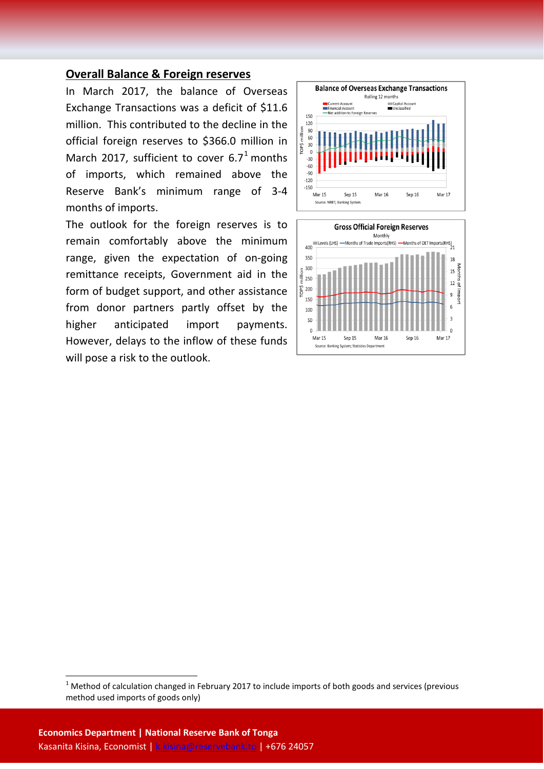## Overall Balance & Foreign reserves

In March 2017, the balance of Overseas Exchange Transactions was a deficit of $11.6 million. This contributed to the decline in the official foreign reserves to $366.0 million in March 2017, sufficient to cover 6.7[1] months of imports, which remained above the Reserve Bank's minimum range of 3-4 months of imports.

The outlook for the foreign reserves is to remain comfortably above the minimum range, given the expectation of on-going remittance receipts, Government aid in the form of budget support, and other assistance from donor partners partly offset by the higher anticipated import payments. However, delays to the inflow of these funds will pose a risk to the outlook.

[1] Method of calculation changed in February 2017 to include imports of both goods and services (previous method used imports of goods only)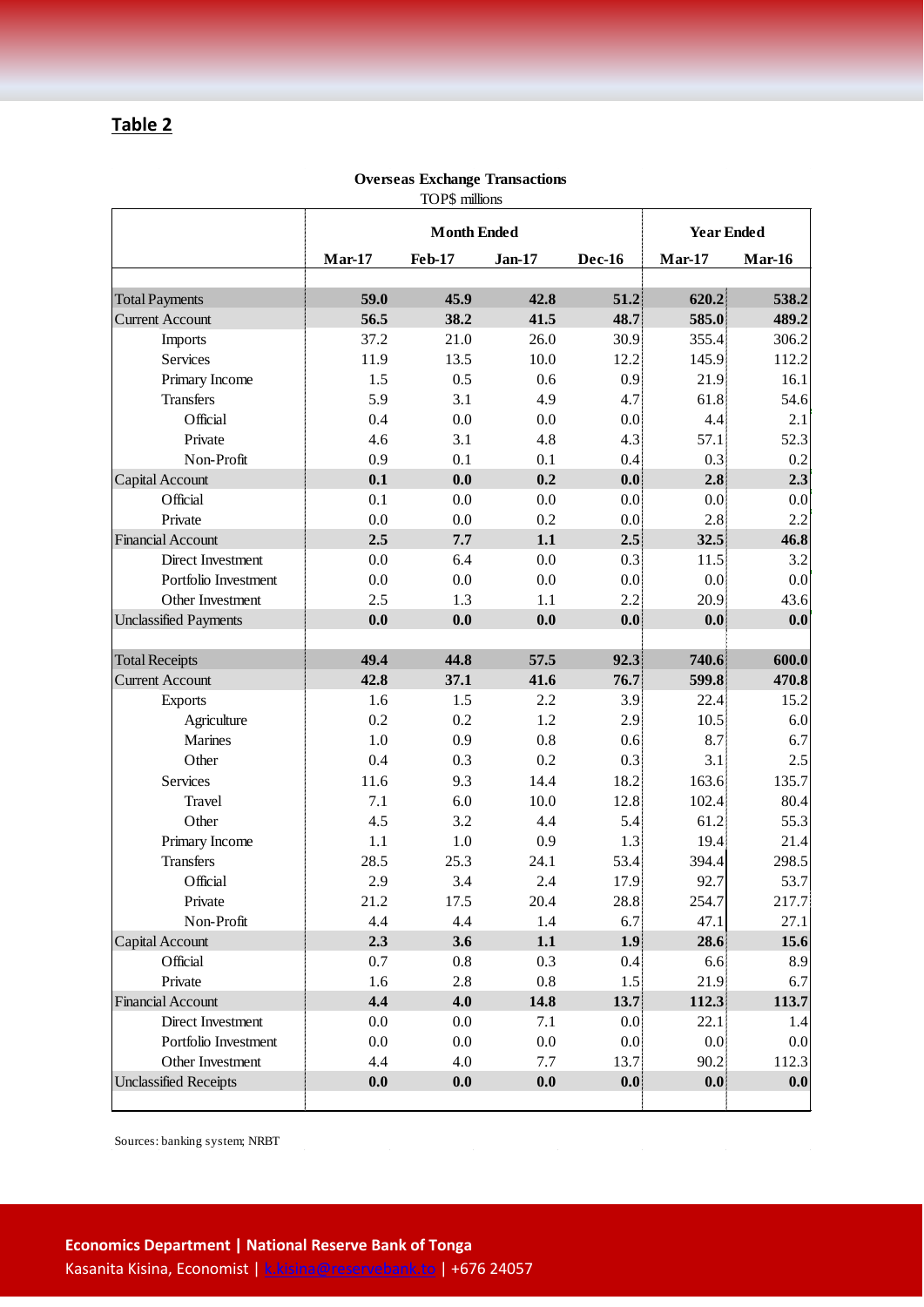## Table 2

**Overseas Exchange Transactions**
TOP$ millions

| | Month Ended | | | | Year Ended | |
|---|---|---|---|---|---|---|
| | **Mar-17** | **Feb-17** | **Jan-17** | **Dec-16** | **Mar-17** | **Mar-16** |
| Total Payments | **59.0** | **45.9** | **42.8** | **51.2** | **620.2** | **538.2** |
| Current Account | **56.5** | **38.2** | **41.5** | **48.7** | **585.0** | **489.2** |
| Imports | 37.2 | 21.0 | 26.0 | 30.9 | 355.4 | 306.2 |
| Services | 11.9 | 13.5 | 10.0 | 12.2 | 145.9 | 112.2 |
| Primary Income | 1.5 | 0.5 | 0.6 | 0.9 | 21.9 | 16.1 |
| Transfers | 5.9 | 3.1 | 4.9 | 4.7 | 61.8 | 54.6 |
| Official | 0.4 | 0.0 | 0.0 | 0.0 | 4.4 | 2.1 |
| Private | 4.6 | 3.1 | 4.8 | 4.3 | 57.1 | 52.3 |
| Non-Profit | 0.9 | 0.1 | 0.1 | 0.4 | 0.3 | 0.2 |
| Capital Account | **0.1** | **0.0** | **0.2** | **0.0** | **2.8** | **2.3** |
| Official | 0.1 | 0.0 | 0.0 | 0.0 | 0.0 | 0.0 |
| Private | 0.0 | 0.0 | 0.2 | 0.0 | 2.8 | 2.2 |
| Financial Account | **2.5** | **7.7** | **1.1** | **2.5** | **32.5** | **46.8** |
| Direct Investment | 0.0 | 6.4 | 0.0 | 0.3 | 11.5 | 3.2 |
| Portfolio Investment | 0.0 | 0.0 | 0.0 | 0.0 | 0.0 | 0.0 |
| Other Investment | 2.5 | 1.3 | 1.1 | 2.2 | 20.9 | 43.6 |
| Unclassified Payments | **0.0** | **0.0** | **0.0** | **0.0** | **0.0** | **0.0** |
| Total Receipts | **49.4** | **44.8** | **57.5** | **92.3** | **740.6** | **600.0** |
| Current Account | **42.8** | **37.1** | **41.6** | **76.7** | **599.8** | **470.8** |
| Exports | 1.6 | 1.5 | 2.2 | 3.9 | 22.4 | 15.2 |
| Agriculture | 0.2 | 0.2 | 1.2 | 2.9 | 10.5 | 6.0 |
| Marines | 1.0 | 0.9 | 0.8 | 0.6 | 8.7 | 6.7 |
| Other | 0.4 | 0.3 | 0.2 | 0.3 | 3.1 | 2.5 |
| Services | 11.6 | 9.3 | 14.4 | 18.2 | 163.6 | 135.7 |
| Travel | 7.1 | 6.0 | 10.0 | 12.8 | 102.4 | 80.4 |
| Other | 4.5 | 3.2 | 4.4 | 5.4 | 61.2 | 55.3 |
| Primary Income | 1.1 | 1.0 | 0.9 | 1.3 | 19.4 | 21.4 |
| Transfers | 28.5 | 25.3 | 24.1 | 53.4 | 394.4 | 298.5 |
| Official | 2.9 | 3.4 | 2.4 | 17.9 | 92.7 | 53.7 |
| Private | 21.2 | 17.5 | 20.4 | 28.8 | 254.7 | 217.7 |
| Non-Profit | 4.4 | 4.4 | 1.4 | 6.7 | 47.1 | 27.1 |
| Capital Account | **2.3** | **3.6** | **1.1** | **1.9** | **28.6** | **15.6** |
| Official | 0.7 | 0.8 | 0.3 | 0.4 | 6.6 | 8.9 |
| Private | 1.6 | 2.8 | 0.8 | 1.5 | 21.9 | 6.7 |
| Financial Account | **4.4** | **4.0** | **14.8** | **13.7** | **112.3** | **113.7** |
| Direct Investment | 0.0 | 0.0 | 7.1 | 0.0 | 22.1 | 1.4 |
| Portfolio Investment | 0.0 | 0.0 | 0.0 | 0.0 | 0.0 | 0.0 |
| Other Investment | 4.4 | 4.0 | 7.7 | 13.7 | 90.2 | 112.3 |
| Unclassified Receipts | **0.0** | **0.0** | **0.0** | **0.0** | **0.0** | **0.0** |

Sources: banking system; NRBT

**Economics Department | National Reserve Bank of Tonga**
Kasanita Kisina, Economist | k.kisina@reservebank.to | +676 24057